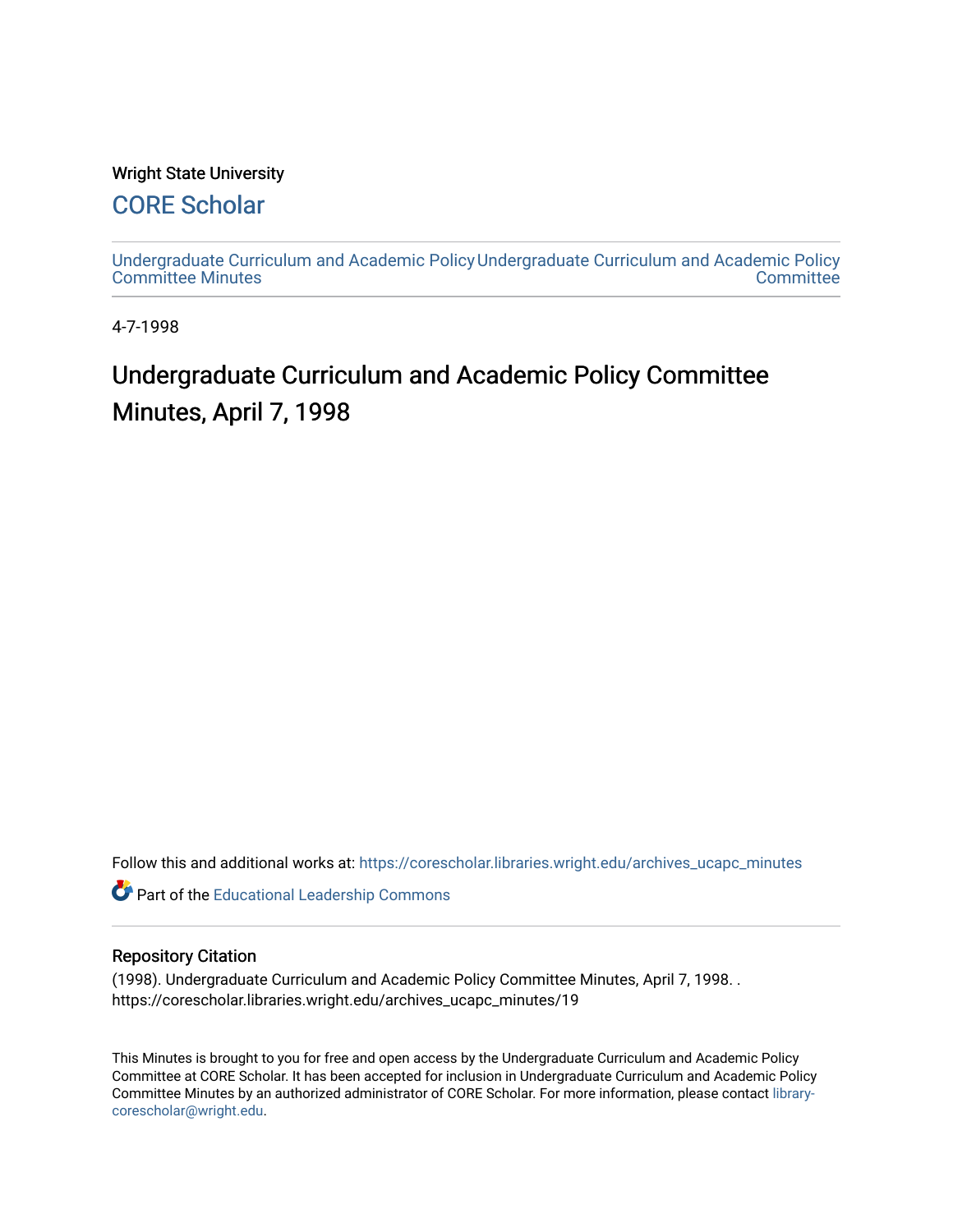Wright State University

# CORE Scholar

Undergraduate Curriculum and Academic Policy Committee Minutes

Undergraduate Curriculum and Academic Policy Committee

4-7-1998

# Undergraduate Curriculum and Academic Policy Committee Minutes, April 7, 1998

Follow this and additional works at: https://corescholar.libraries.wright.edu/archives_ucapc_minutes

Part of the Educational Leadership Commons

## Repository Citation

(1998). Undergraduate Curriculum and Academic Policy Committee Minutes, April 7, 1998. . https://corescholar.libraries.wright.edu/archives_ucapc_minutes/19

This Minutes is brought to you for free and open access by the Undergraduate Curriculum and Academic Policy Committee at CORE Scholar. It has been accepted for inclusion in Undergraduate Curriculum and Academic Policy Committee Minutes by an authorized administrator of CORE Scholar. For more information, please contact library-corescholar@wright.edu.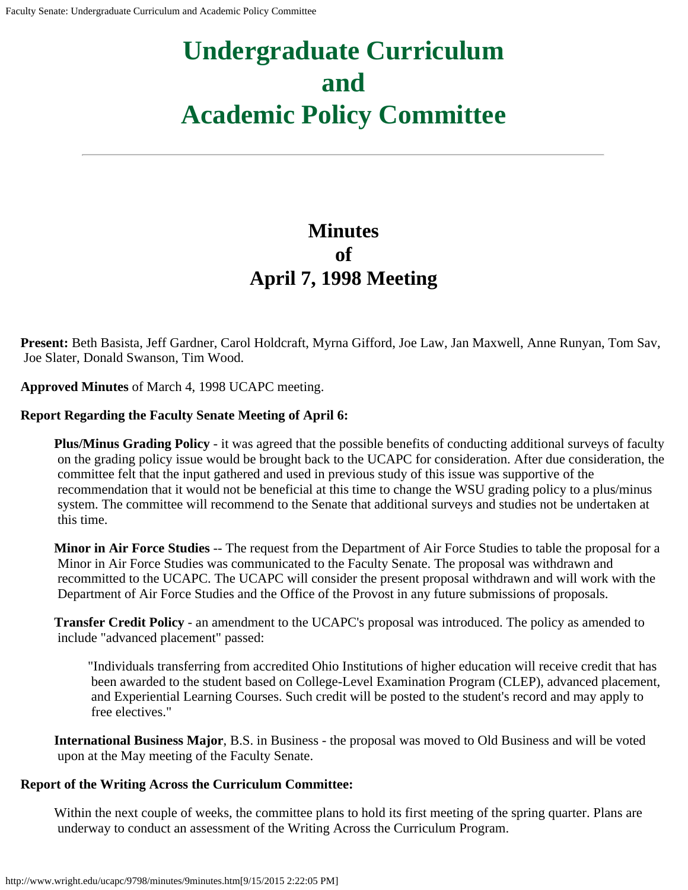# Undergraduate Curriculum and Academic Policy Committee

## Minutes of April 7, 1998 Meeting

**Present:** Beth Basista, Jeff Gardner, Carol Holdcraft, Myrna Gifford, Joe Law, Jan Maxwell, Anne Runyan, Tom Sav, Joe Slater, Donald Swanson, Tim Wood.

**Approved Minutes** of March 4, 1998 UCAPC meeting.

**Report Regarding the Faculty Senate Meeting of April 6:**

**Plus/Minus Grading Policy** - it was agreed that the possible benefits of conducting additional surveys of faculty on the grading policy issue would be brought back to the UCAPC for consideration. After due consideration, the committee felt that the input gathered and used in previous study of this issue was supportive of the recommendation that it would not be beneficial at this time to change the WSU grading policy to a plus/minus system. The committee will recommend to the Senate that additional surveys and studies not be undertaken at this time.

**Minor in Air Force Studies** -- The request from the Department of Air Force Studies to table the proposal for a Minor in Air Force Studies was communicated to the Faculty Senate. The proposal was withdrawn and recommitted to the UCAPC. The UCAPC will consider the present proposal withdrawn and will work with the Department of Air Force Studies and the Office of the Provost in any future submissions of proposals.

**Transfer Credit Policy** - an amendment to the UCAPC's proposal was introduced. The policy as amended to include "advanced placement" passed:

> "Individuals transferring from accredited Ohio Institutions of higher education will receive credit that has been awarded to the student based on College-Level Examination Program (CLEP), advanced placement, and Experiential Learning Courses. Such credit will be posted to the student's record and may apply to free electives."

**International Business Major**, B.S. in Business - the proposal was moved to Old Business and will be voted upon at the May meeting of the Faculty Senate.

**Report of the Writing Across the Curriculum Committee:**

Within the next couple of weeks, the committee plans to hold its first meeting of the spring quarter. Plans are underway to conduct an assessment of the Writing Across the Curriculum Program.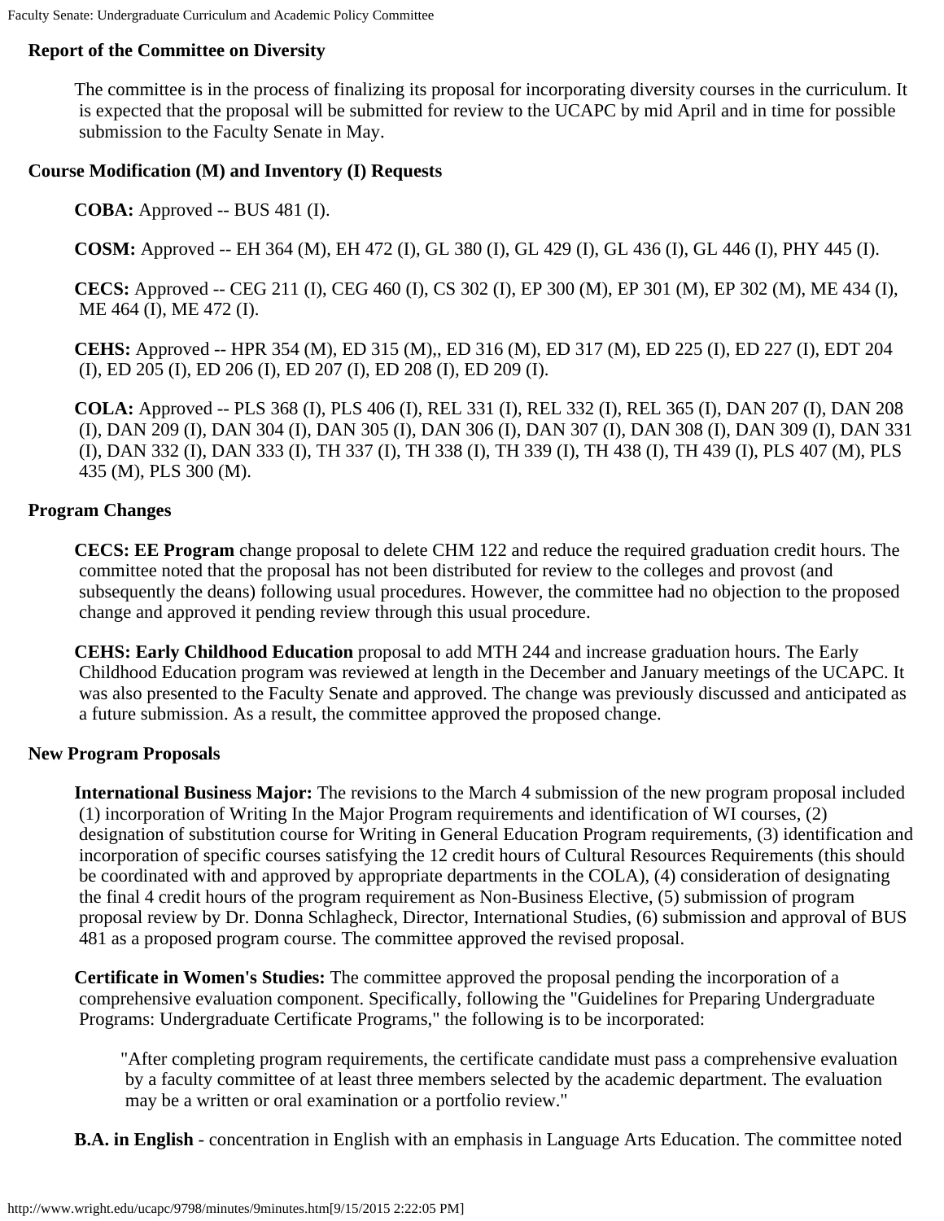**Report of the Committee on Diversity**

The committee is in the process of finalizing its proposal for incorporating diversity courses in the curriculum. It is expected that the proposal will be submitted for review to the UCAPC by mid April and in time for possible submission to the Faculty Senate in May.

**Course Modification (M) and Inventory (I) Requests**

**COBA:** Approved -- BUS 481 (I).

**COSM:** Approved -- EH 364 (M), EH 472 (I), GL 380 (I), GL 429 (I), GL 436 (I), GL 446 (I), PHY 445 (I).

**CECS:** Approved -- CEG 211 (I), CEG 460 (I), CS 302 (I), EP 300 (M), EP 301 (M), EP 302 (M), ME 434 (I), ME 464 (I), ME 472 (I).

**CEHS:** Approved -- HPR 354 (M), ED 315 (M),, ED 316 (M), ED 317 (M), ED 225 (I), ED 227 (I), EDT 204 (I), ED 205 (I), ED 206 (I), ED 207 (I), ED 208 (I), ED 209 (I).

**COLA:** Approved -- PLS 368 (I), PLS 406 (I), REL 331 (I), REL 332 (I), REL 365 (I), DAN 207 (I), DAN 208 (I), DAN 209 (I), DAN 304 (I), DAN 305 (I), DAN 306 (I), DAN 307 (I), DAN 308 (I), DAN 309 (I), DAN 331 (I), DAN 332 (I), DAN 333 (I), TH 337 (I), TH 338 (I), TH 339 (I), TH 438 (I), TH 439 (I), PLS 407 (M), PLS 435 (M), PLS 300 (M).

**Program Changes**

**CECS: EE Program** change proposal to delete CHM 122 and reduce the required graduation credit hours. The committee noted that the proposal has not been distributed for review to the colleges and provost (and subsequently the deans) following usual procedures. However, the committee had no objection to the proposed change and approved it pending review through this usual procedure.

**CEHS: Early Childhood Education** proposal to add MTH 244 and increase graduation hours. The Early Childhood Education program was reviewed at length in the December and January meetings of the UCAPC. It was also presented to the Faculty Senate and approved. The change was previously discussed and anticipated as a future submission. As a result, the committee approved the proposed change.

**New Program Proposals**

**International Business Major:** The revisions to the March 4 submission of the new program proposal included (1) incorporation of Writing In the Major Program requirements and identification of WI courses, (2) designation of substitution course for Writing in General Education Program requirements, (3) identification and incorporation of specific courses satisfying the 12 credit hours of Cultural Resources Requirements (this should be coordinated with and approved by appropriate departments in the COLA), (4) consideration of designating the final 4 credit hours of the program requirement as Non-Business Elective, (5) submission of program proposal review by Dr. Donna Schlagheck, Director, International Studies, (6) submission and approval of BUS 481 as a proposed program course. The committee approved the revised proposal.

**Certificate in Women's Studies:** The committee approved the proposal pending the incorporation of a comprehensive evaluation component. Specifically, following the "Guidelines for Preparing Undergraduate Programs: Undergraduate Certificate Programs," the following is to be incorporated:

> "After completing program requirements, the certificate candidate must pass a comprehensive evaluation by a faculty committee of at least three members selected by the academic department. The evaluation may be a written or oral examination or a portfolio review."

**B.A. in English** - concentration in English with an emphasis in Language Arts Education. The committee noted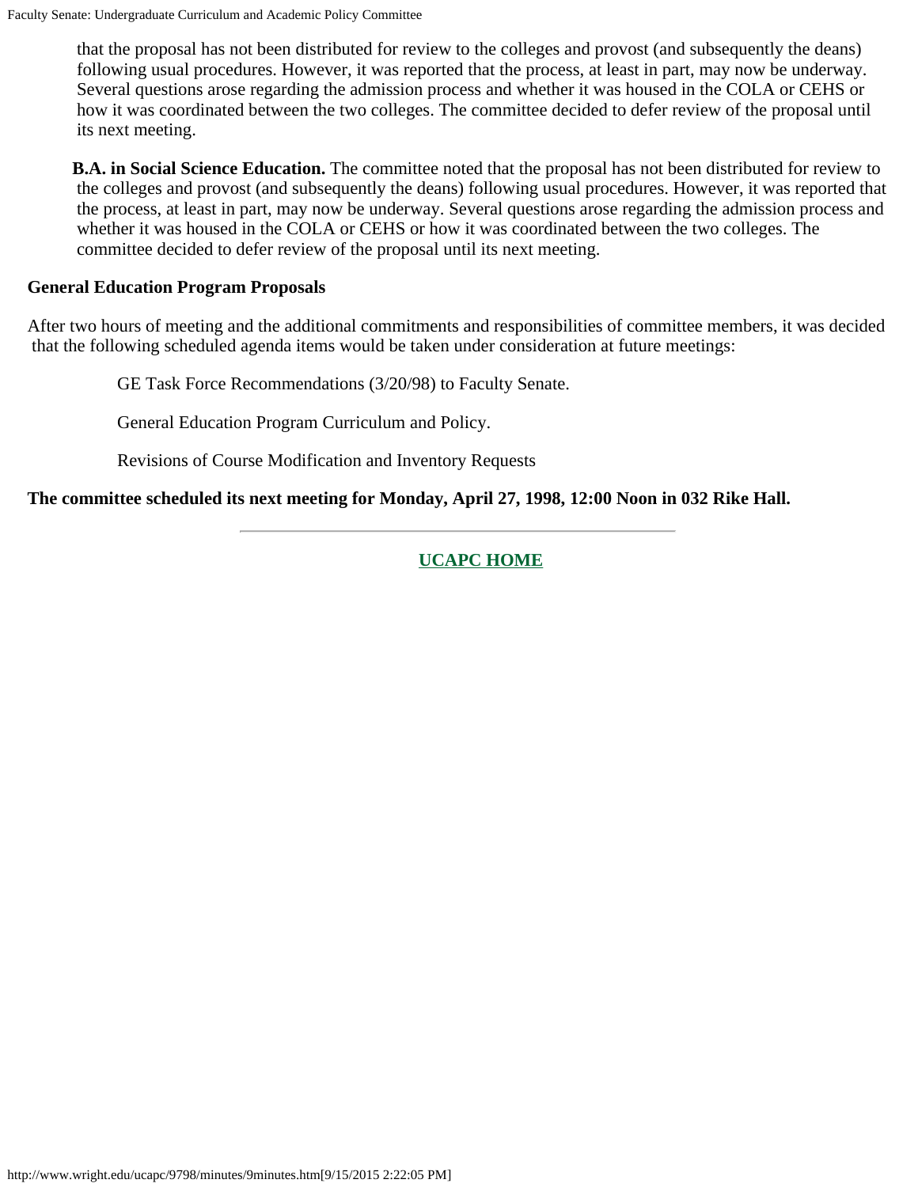that the proposal has not been distributed for review to the colleges and provost (and subsequently the deans) following usual procedures. However, it was reported that the process, at least in part, may now be underway. Several questions arose regarding the admission process and whether it was housed in the COLA or CEHS or how it was coordinated between the two colleges. The committee decided to defer review of the proposal until its next meeting.

**B.A. in Social Science Education.** The committee noted that the proposal has not been distributed for review to the colleges and provost (and subsequently the deans) following usual procedures. However, it was reported that the process, at least in part, may now be underway. Several questions arose regarding the admission process and whether it was housed in the COLA or CEHS or how it was coordinated between the two colleges. The committee decided to defer review of the proposal until its next meeting.

**General Education Program Proposals**

After two hours of meeting and the additional commitments and responsibilities of committee members, it was decided that the following scheduled agenda items would be taken under consideration at future meetings:

GE Task Force Recommendations (3/20/98) to Faculty Senate.

General Education Program Curriculum and Policy.

Revisions of Course Modification and Inventory Requests

**The committee scheduled its next meeting for Monday, April 27, 1998, 12:00 Noon in 032 Rike Hall.**

---

**UCAPC HOME**